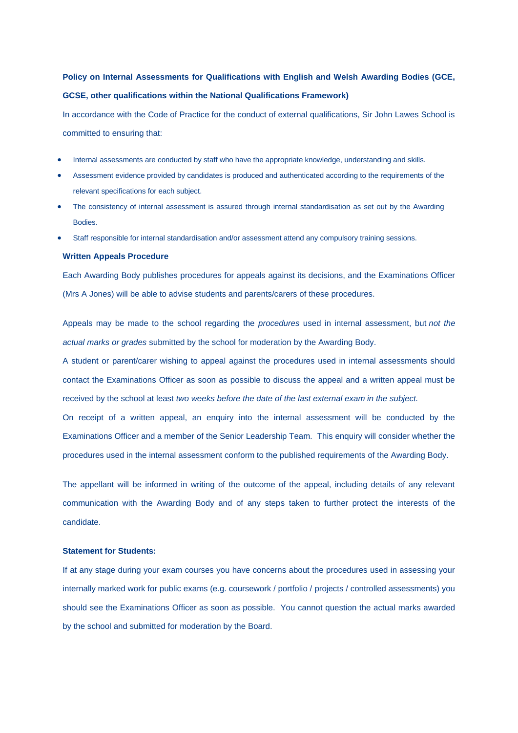**Policy on Internal Assessments for Qualifications with English and Welsh Awarding Bodies (GCE, GCSE, other qualifications within the National Qualifications Framework)**

In accordance with the Code of Practice for the conduct of external qualifications, Sir John Lawes School is committed to ensuring that:

- Internal assessments are conducted by staff who have the appropriate knowledge, understanding and skills.
- Assessment evidence provided by candidates is produced and authenticated according to the requirements of the relevant specifications for each subject.
- The consistency of internal assessment is assured through internal standardisation as set out by the Awarding Bodies.
- Staff responsible for internal standardisation and/or assessment attend any compulsory training sessions.

**Written Appeals Procedure**

Each Awarding Body publishes procedures for appeals against its decisions, and the Examinations Officer (Mrs A Jones) will be able to advise students and parents/carers of these procedures.

Appeals may be made to the school regarding the *procedures* used in internal assessment, but *not the actual marks or grades* submitted by the school for moderation by the Awarding Body.

A student or parent/carer wishing to appeal against the procedures used in internal assessments should contact the Examinations Officer as soon as possible to discuss the appeal and a written appeal must be received by the school at least *two weeks before the date of the last external exam in the subject.*

On receipt of a written appeal, an enquiry into the internal assessment will be conducted by the Examinations Officer and a member of the Senior Leadership Team. This enquiry will consider whether the procedures used in the internal assessment conform to the published requirements of the Awarding Body.

The appellant will be informed in writing of the outcome of the appeal, including details of any relevant communication with the Awarding Body and of any steps taken to further protect the interests of the candidate.

**Statement for Students:**

If at any stage during your exam courses you have concerns about the procedures used in assessing your internally marked work for public exams (e.g. coursework / portfolio / projects / controlled assessments) you should see the Examinations Officer as soon as possible. You cannot question the actual marks awarded by the school and submitted for moderation by the Board.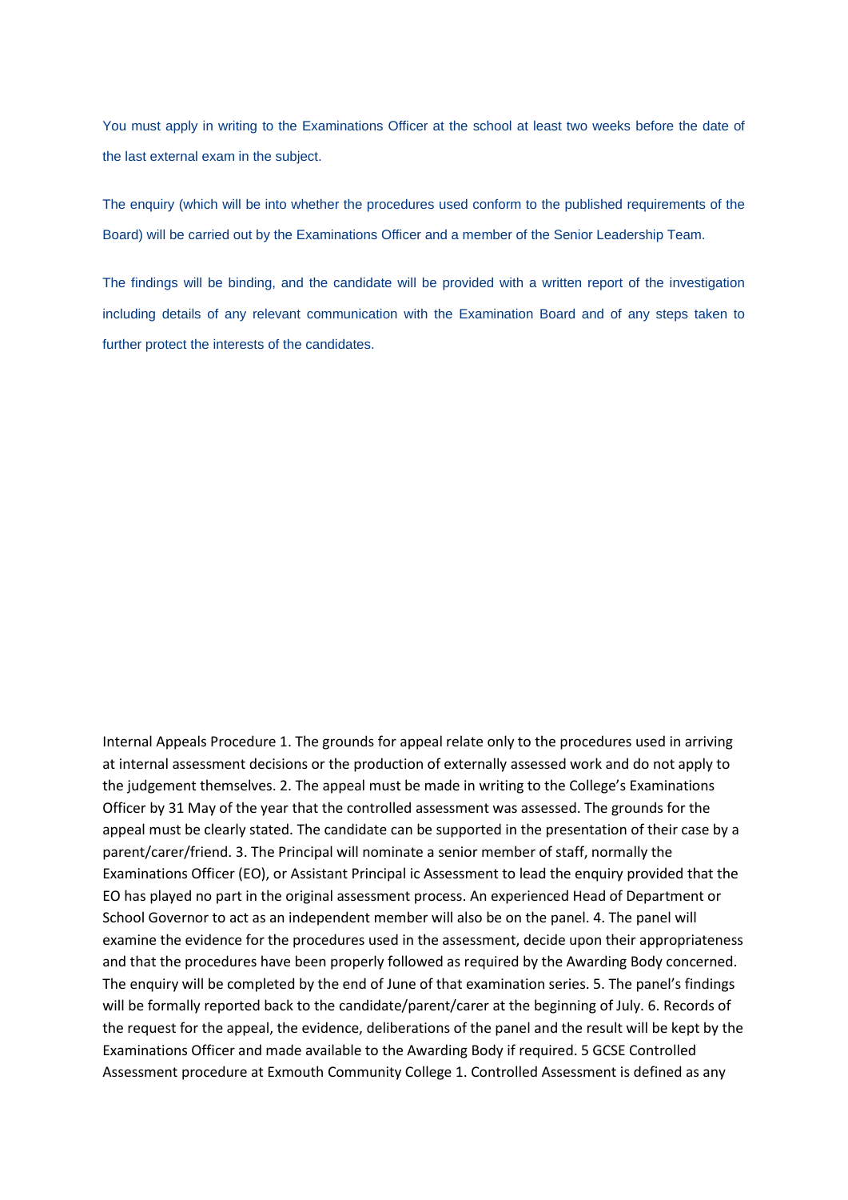You must apply in writing to the Examinations Officer at the school at least two weeks before the date of the last external exam in the subject.

The enquiry (which will be into whether the procedures used conform to the published requirements of the Board) will be carried out by the Examinations Officer and a member of the Senior Leadership Team.

The findings will be binding, and the candidate will be provided with a written report of the investigation including details of any relevant communication with the Examination Board and of any steps taken to further protect the interests of the candidates.

Internal Appeals Procedure 1. The grounds for appeal relate only to the procedures used in arriving at internal assessment decisions or the production of externally assessed work and do not apply to the judgement themselves. 2. The appeal must be made in writing to the College's Examinations Officer by 31 May of the year that the controlled assessment was assessed. The grounds for the appeal must be clearly stated. The candidate can be supported in the presentation of their case by a parent/carer/friend. 3. The Principal will nominate a senior member of staff, normally the Examinations Officer (EO), or Assistant Principal ic Assessment to lead the enquiry provided that the EO has played no part in the original assessment process. An experienced Head of Department or School Governor to act as an independent member will also be on the panel. 4. The panel will examine the evidence for the procedures used in the assessment, decide upon their appropriateness and that the procedures have been properly followed as required by the Awarding Body concerned. The enquiry will be completed by the end of June of that examination series. 5. The panel's findings will be formally reported back to the candidate/parent/carer at the beginning of July. 6. Records of the request for the appeal, the evidence, deliberations of the panel and the result will be kept by the Examinations Officer and made available to the Awarding Body if required. 5 GCSE Controlled Assessment procedure at Exmouth Community College 1. Controlled Assessment is defined as any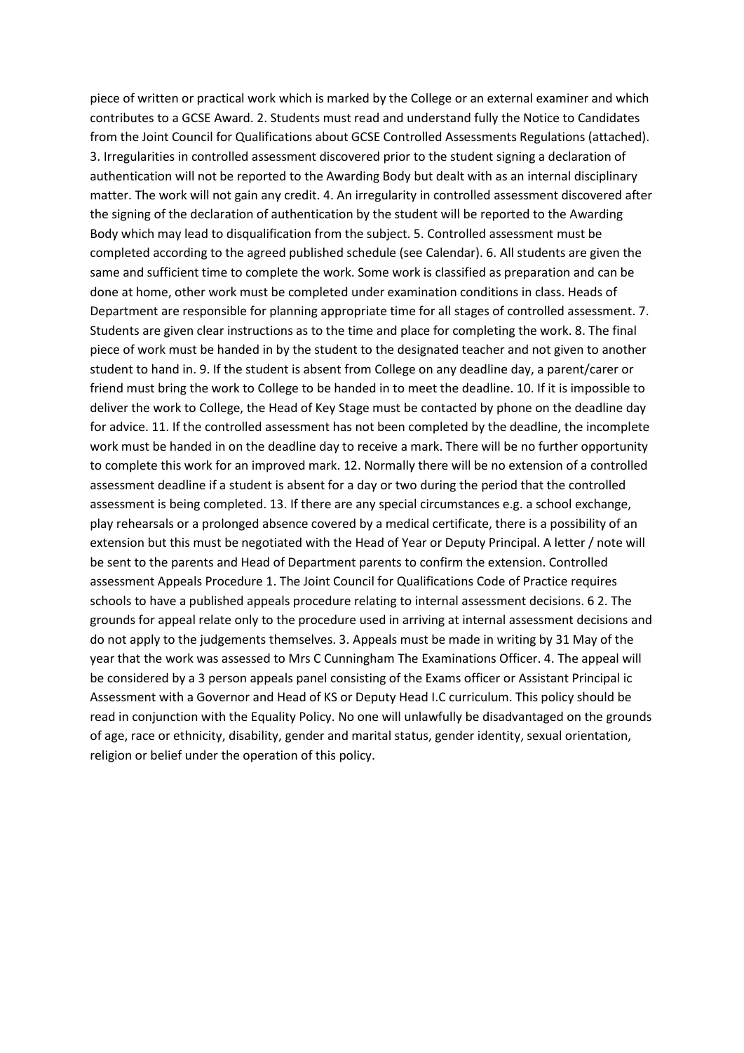piece of written or practical work which is marked by the College or an external examiner and which contributes to a GCSE Award. 2. Students must read and understand fully the Notice to Candidates from the Joint Council for Qualifications about GCSE Controlled Assessments Regulations (attached). 3. Irregularities in controlled assessment discovered prior to the student signing a declaration of authentication will not be reported to the Awarding Body but dealt with as an internal disciplinary matter. The work will not gain any credit. 4. An irregularity in controlled assessment discovered after the signing of the declaration of authentication by the student will be reported to the Awarding Body which may lead to disqualification from the subject. 5. Controlled assessment must be completed according to the agreed published schedule (see Calendar). 6. All students are given the same and sufficient time to complete the work. Some work is classified as preparation and can be done at home, other work must be completed under examination conditions in class. Heads of Department are responsible for planning appropriate time for all stages of controlled assessment. 7. Students are given clear instructions as to the time and place for completing the work. 8. The final piece of work must be handed in by the student to the designated teacher and not given to another student to hand in. 9. If the student is absent from College on any deadline day, a parent/carer or friend must bring the work to College to be handed in to meet the deadline. 10. If it is impossible to deliver the work to College, the Head of Key Stage must be contacted by phone on the deadline day for advice. 11. If the controlled assessment has not been completed by the deadline, the incomplete work must be handed in on the deadline day to receive a mark. There will be no further opportunity to complete this work for an improved mark. 12. Normally there will be no extension of a controlled assessment deadline if a student is absent for a day or two during the period that the controlled assessment is being completed. 13. If there are any special circumstances e.g. a school exchange, play rehearsals or a prolonged absence covered by a medical certificate, there is a possibility of an extension but this must be negotiated with the Head of Year or Deputy Principal. A letter / note will be sent to the parents and Head of Department parents to confirm the extension. Controlled assessment Appeals Procedure 1. The Joint Council for Qualifications Code of Practice requires schools to have a published appeals procedure relating to internal assessment decisions. 6 2. The grounds for appeal relate only to the procedure used in arriving at internal assessment decisions and do not apply to the judgements themselves. 3. Appeals must be made in writing by 31 May of the year that the work was assessed to Mrs C Cunningham The Examinations Officer. 4. The appeal will be considered by a 3 person appeals panel consisting of the Exams officer or Assistant Principal ic Assessment with a Governor and Head of KS or Deputy Head I.C curriculum. This policy should be read in conjunction with the Equality Policy. No one will unlawfully be disadvantaged on the grounds of age, race or ethnicity, disability, gender and marital status, gender identity, sexual orientation, religion or belief under the operation of this policy.